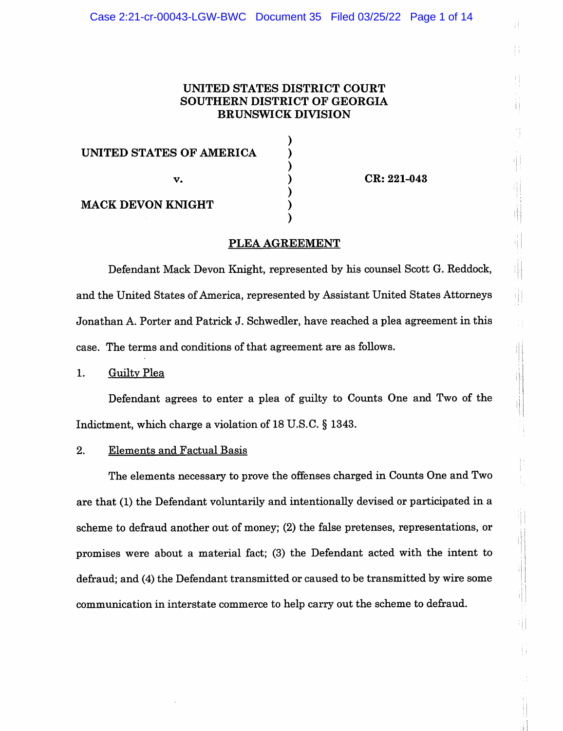# UNITED STATES DISTRICT COURT
# SOUTHERN DISTRICT OF GEORGIA
# BRUNSWICK DIVISION

**UNITED STATES OF AMERICA**

**v.** **CR: 221-043**

**MACK DEVON KNIGHT**

## PLEA AGREEMENT

Defendant Mack Devon Knight, represented by his counsel Scott G. Reddock, and the United States of America, represented by Assistant United States Attorneys Jonathan A. Porter and Patrick J. Schwedler, have reached a plea agreement in this case. The terms and conditions of that agreement are as follows.

1. Guilty Plea

Defendant agrees to enter a plea of guilty to Counts One and Two of the Indictment, which charge a violation of 18 U.S.C. § 1343.

2. Elements and Factual Basis

The elements necessary to prove the offenses charged in Counts One and Two are that (1) the Defendant voluntarily and intentionally devised or participated in a scheme to defraud another out of money; (2) the false pretenses, representations, or promises were about a material fact; (3) the Defendant acted with the intent to defraud; and (4) the Defendant transmitted or caused to be transmitted by wire some communication in interstate commerce to help carry out the scheme to defraud.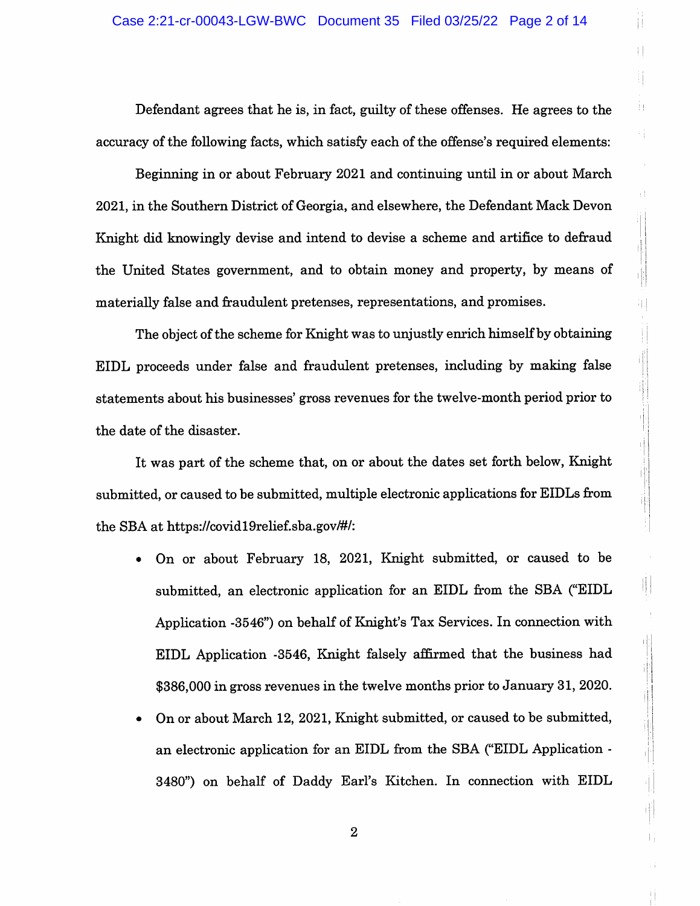Defendant agrees that he is, in fact, guilty of these offenses. He agrees to the accuracy of the following facts, which satisfy each of the offense's required elements:

Beginning in or about February 2021 and continuing until in or about March 2021, in the Southern District of Georgia, and elsewhere, the Defendant Mack Devon Knight did knowingly devise and intend to devise a scheme and artifice to defraud the United States government, and to obtain money and property, by means of materially false and fraudulent pretenses, representations, and promises.

The object of the scheme for Knight was to unjustly enrich himself by obtaining EIDL proceeds under false and fraudulent pretenses, including by making false statements about his businesses' gross revenues for the twelve-month period prior to the date of the disaster.

It was part of the scheme that, on or about the dates set forth below, Knight submitted, or caused to be submitted, multiple electronic applications for EIDLs from the SBA at https://covid19relief.sba.gov/#/:

- On or about February 18, 2021, Knight submitted, or caused to be submitted, an electronic application for an EIDL from the SBA ("EIDL Application -3546") on behalf of Knight's Tax Services. In connection with EIDL Application -3546, Knight falsely affirmed that the business had $386,000 in gross revenues in the twelve months prior to January 31, 2020.
- On or about March 12, 2021, Knight submitted, or caused to be submitted, an electronic application for an EIDL from the SBA ("EIDL Application -3480") on behalf of Daddy Earl's Kitchen. In connection with EIDL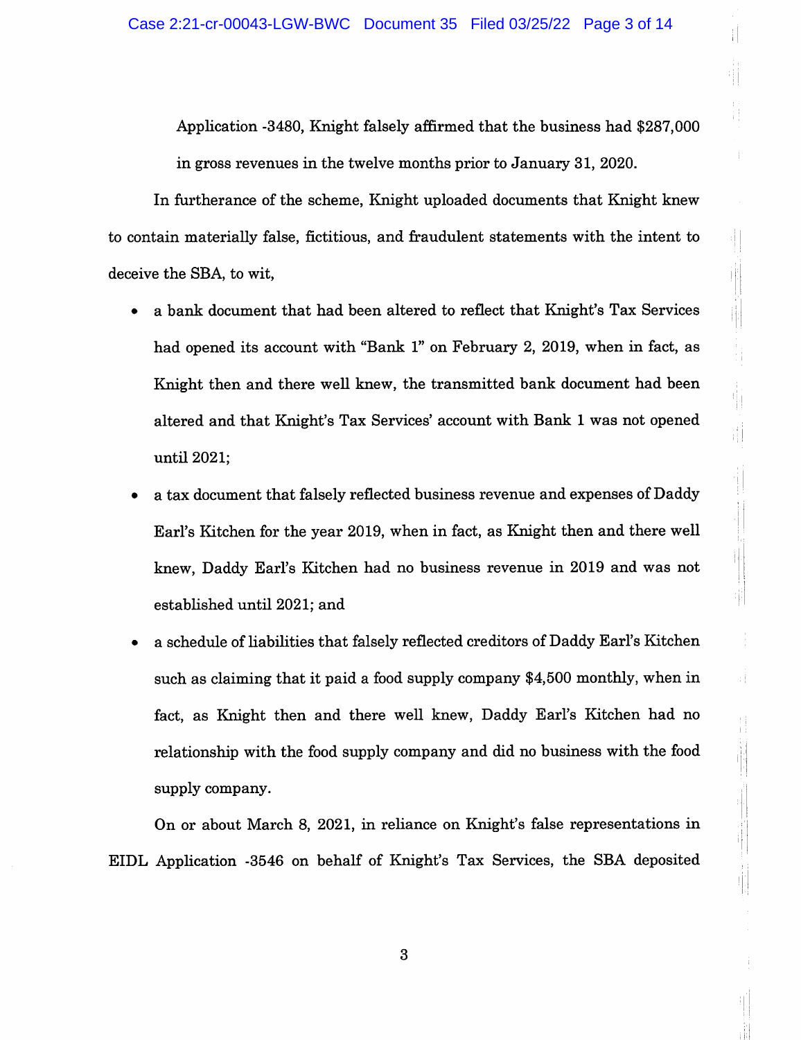Application -3480, Knight falsely affirmed that the business had $287,000 in gross revenues in the twelve months prior to January 31, 2020.

In furtherance of the scheme, Knight uploaded documents that Knight knew to contain materially false, fictitious, and fraudulent statements with the intent to deceive the SBA, to wit,

- a bank document that had been altered to reflect that Knight's Tax Services had opened its account with "Bank 1" on February 2, 2019, when in fact, as Knight then and there well knew, the transmitted bank document had been altered and that Knight's Tax Services' account with Bank 1 was not opened until 2021;
- a tax document that falsely reflected business revenue and expenses of Daddy Earl's Kitchen for the year 2019, when in fact, as Knight then and there well knew, Daddy Earl's Kitchen had no business revenue in 2019 and was not established until 2021; and
- a schedule of liabilities that falsely reflected creditors of Daddy Earl's Kitchen such as claiming that it paid a food supply company $4,500 monthly, when in fact, as Knight then and there well knew, Daddy Earl's Kitchen had no relationship with the food supply company and did no business with the food supply company.

On or about March 8, 2021, in reliance on Knight's false representations in EIDL Application -3546 on behalf of Knight's Tax Services, the SBA deposited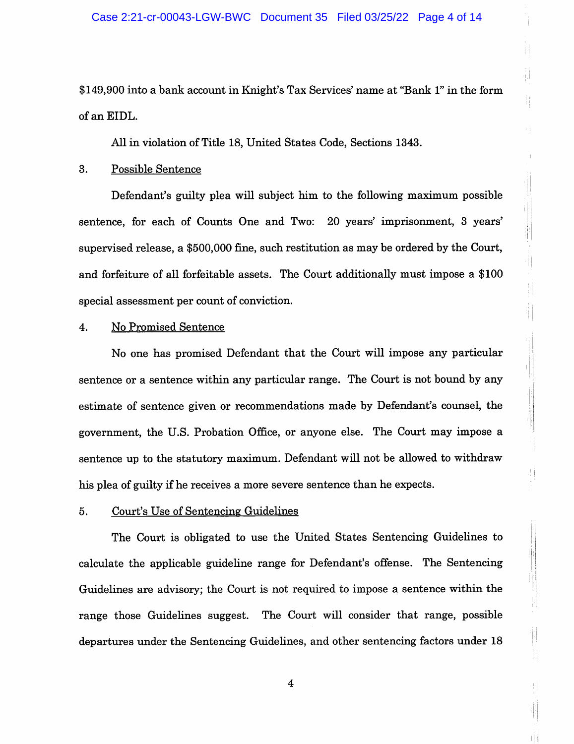$149,900 into a bank account in Knight's Tax Services' name at "Bank 1" in the form of an EIDL.

All in violation of Title 18, United States Code, Sections 1343.

3. Possible Sentence

Defendant's guilty plea will subject him to the following maximum possible sentence, for each of Counts One and Two: 20 years' imprisonment, 3 years' supervised release, a $500,000 fine, such restitution as may be ordered by the Court, and forfeiture of all forfeitable assets. The Court additionally must impose a $100 special assessment per count of conviction.

4. No Promised Sentence

No one has promised Defendant that the Court will impose any particular sentence or a sentence within any particular range. The Court is not bound by any estimate of sentence given or recommendations made by Defendant's counsel, the government, the U.S. Probation Office, or anyone else. The Court may impose a sentence up to the statutory maximum. Defendant will not be allowed to withdraw his plea of guilty if he receives a more severe sentence than he expects.

5. Court's Use of Sentencing Guidelines

The Court is obligated to use the United States Sentencing Guidelines to calculate the applicable guideline range for Defendant's offense. The Sentencing Guidelines are advisory; the Court is not required to impose a sentence within the range those Guidelines suggest. The Court will consider that range, possible departures under the Sentencing Guidelines, and other sentencing factors under 18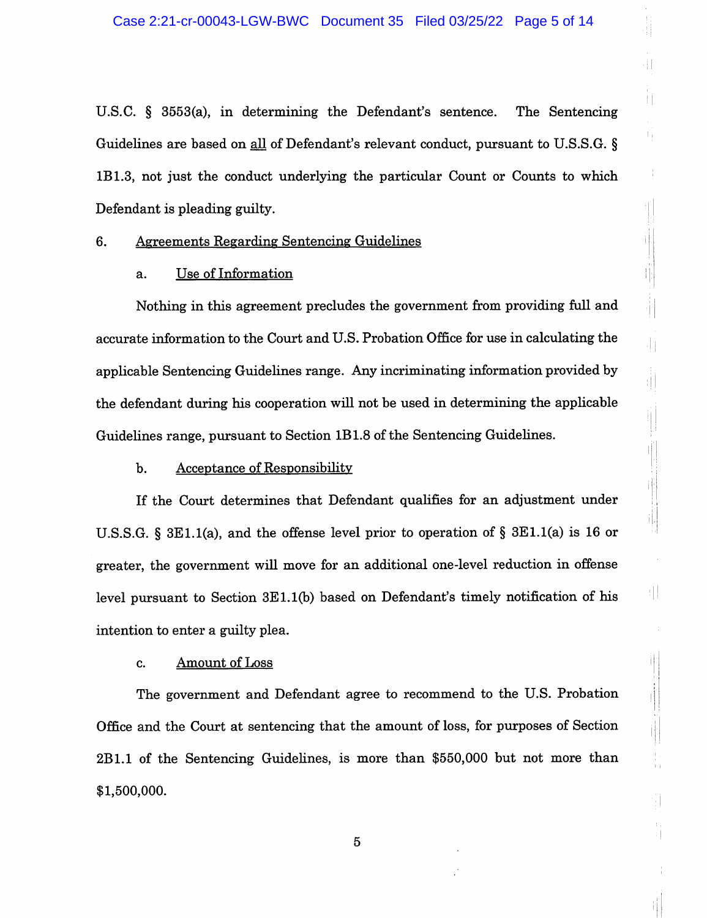U.S.C. § 3553(a), in determining the Defendant's sentence. The Sentencing Guidelines are based on all of Defendant's relevant conduct, pursuant to U.S.S.G. § 1B1.3, not just the conduct underlying the particular Count or Counts to which Defendant is pleading guilty.

6. Agreements Regarding Sentencing Guidelines

a. Use of Information

Nothing in this agreement precludes the government from providing full and accurate information to the Court and U.S. Probation Office for use in calculating the applicable Sentencing Guidelines range. Any incriminating information provided by the defendant during his cooperation will not be used in determining the applicable Guidelines range, pursuant to Section 1B1.8 of the Sentencing Guidelines.

b. Acceptance of Responsibility

If the Court determines that Defendant qualifies for an adjustment under U.S.S.G. § 3E1.1(a), and the offense level prior to operation of § 3E1.1(a) is 16 or greater, the government will move for an additional one-level reduction in offense level pursuant to Section 3E1.1(b) based on Defendant's timely notification of his intention to enter a guilty plea.

c. Amount of Loss

The government and Defendant agree to recommend to the U.S. Probation Office and the Court at sentencing that the amount of loss, for purposes of Section 2B1.1 of the Sentencing Guidelines, is more than $550,000 but not more than $1,500,000.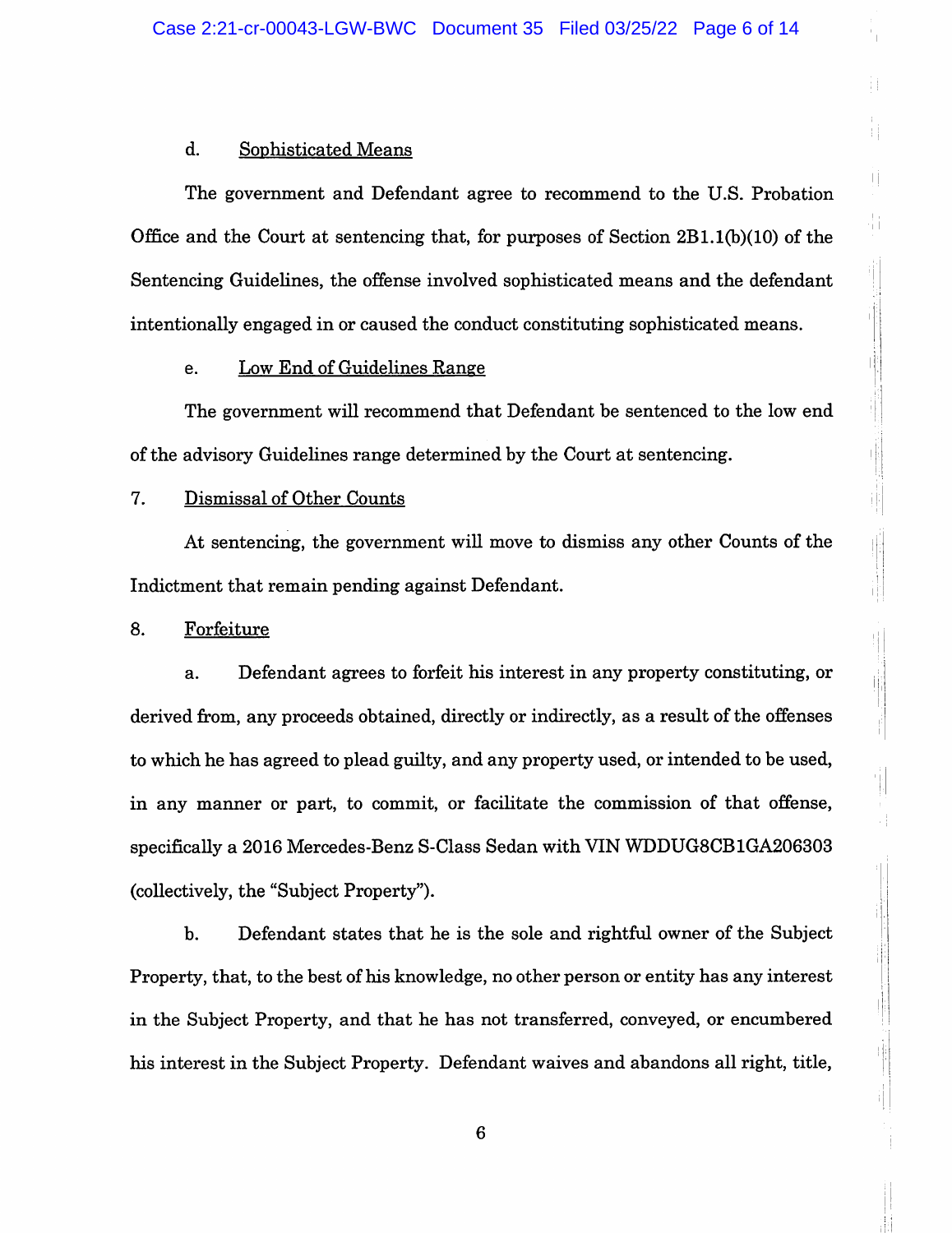d. Sophisticated Means

The government and Defendant agree to recommend to the U.S. Probation Office and the Court at sentencing that, for purposes of Section 2B1.1(b)(10) of the Sentencing Guidelines, the offense involved sophisticated means and the defendant intentionally engaged in or caused the conduct constituting sophisticated means.

e. Low End of Guidelines Range

The government will recommend that Defendant be sentenced to the low end of the advisory Guidelines range determined by the Court at sentencing.

7. Dismissal of Other Counts

At sentencing, the government will move to dismiss any other Counts of the Indictment that remain pending against Defendant.

8. Forfeiture

a. Defendant agrees to forfeit his interest in any property constituting, or derived from, any proceeds obtained, directly or indirectly, as a result of the offenses to which he has agreed to plead guilty, and any property used, or intended to be used, in any manner or part, to commit, or facilitate the commission of that offense, specifically a 2016 Mercedes-Benz S-Class Sedan with VIN WDDUG8CB1GA206303 (collectively, the "Subject Property").

b. Defendant states that he is the sole and rightful owner of the Subject Property, that, to the best of his knowledge, no other person or entity has any interest in the Subject Property, and that he has not transferred, conveyed, or encumbered his interest in the Subject Property. Defendant waives and abandons all right, title,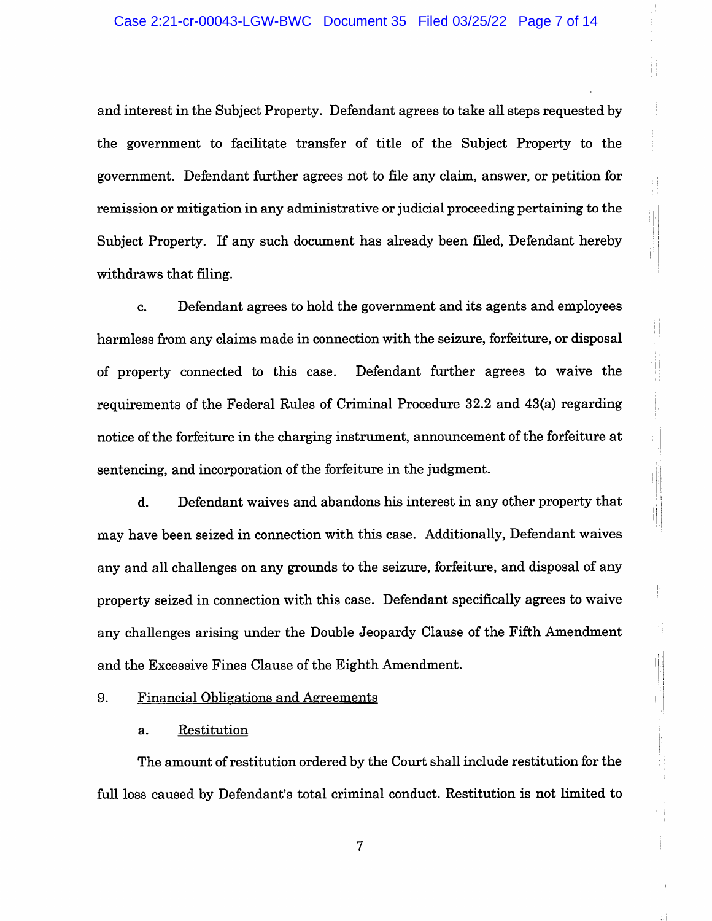and interest in the Subject Property. Defendant agrees to take all steps requested by the government to facilitate transfer of title of the Subject Property to the government. Defendant further agrees not to file any claim, answer, or petition for remission or mitigation in any administrative or judicial proceeding pertaining to the Subject Property. If any such document has already been filed, Defendant hereby withdraws that filing.

c. Defendant agrees to hold the government and its agents and employees harmless from any claims made in connection with the seizure, forfeiture, or disposal of property connected to this case. Defendant further agrees to waive the requirements of the Federal Rules of Criminal Procedure 32.2 and 43(a) regarding notice of the forfeiture in the charging instrument, announcement of the forfeiture at sentencing, and incorporation of the forfeiture in the judgment.

d. Defendant waives and abandons his interest in any other property that may have been seized in connection with this case. Additionally, Defendant waives any and all challenges on any grounds to the seizure, forfeiture, and disposal of any property seized in connection with this case. Defendant specifically agrees to waive any challenges arising under the Double Jeopardy Clause of the Fifth Amendment and the Excessive Fines Clause of the Eighth Amendment.

9. <u>Financial Obligations and Agreements</u>

a. <u>Restitution</u>

The amount of restitution ordered by the Court shall include restitution for the full loss caused by Defendant's total criminal conduct. Restitution is not limited to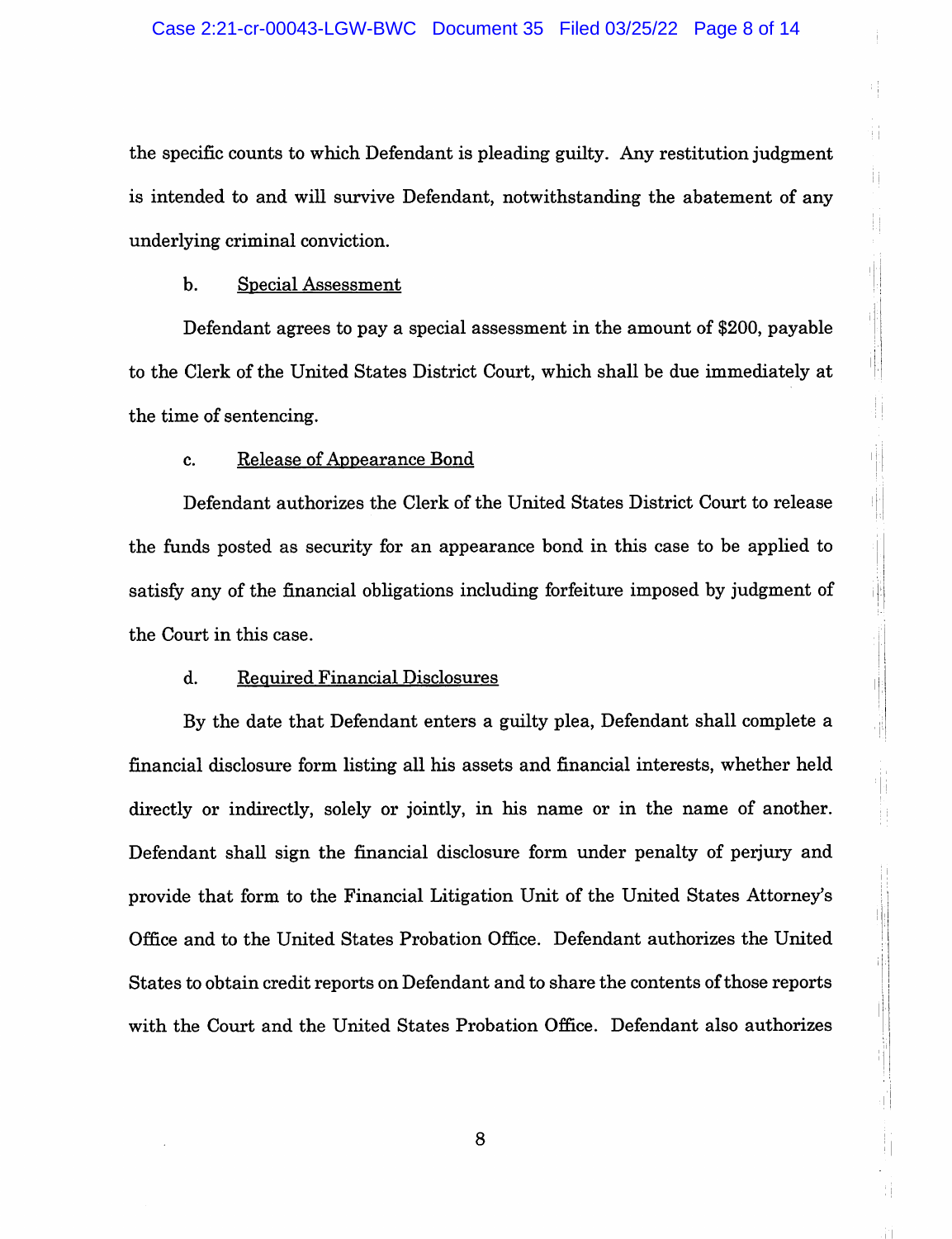the specific counts to which Defendant is pleading guilty. Any restitution judgment is intended to and will survive Defendant, notwithstanding the abatement of any underlying criminal conviction.

b. Special Assessment

Defendant agrees to pay a special assessment in the amount of $200, payable to the Clerk of the United States District Court, which shall be due immediately at the time of sentencing.

c. Release of Appearance Bond

Defendant authorizes the Clerk of the United States District Court to release the funds posted as security for an appearance bond in this case to be applied to satisfy any of the financial obligations including forfeiture imposed by judgment of the Court in this case.

d. Required Financial Disclosures

By the date that Defendant enters a guilty plea, Defendant shall complete a financial disclosure form listing all his assets and financial interests, whether held directly or indirectly, solely or jointly, in his name or in the name of another. Defendant shall sign the financial disclosure form under penalty of perjury and provide that form to the Financial Litigation Unit of the United States Attorney's Office and to the United States Probation Office. Defendant authorizes the United States to obtain credit reports on Defendant and to share the contents of those reports with the Court and the United States Probation Office. Defendant also authorizes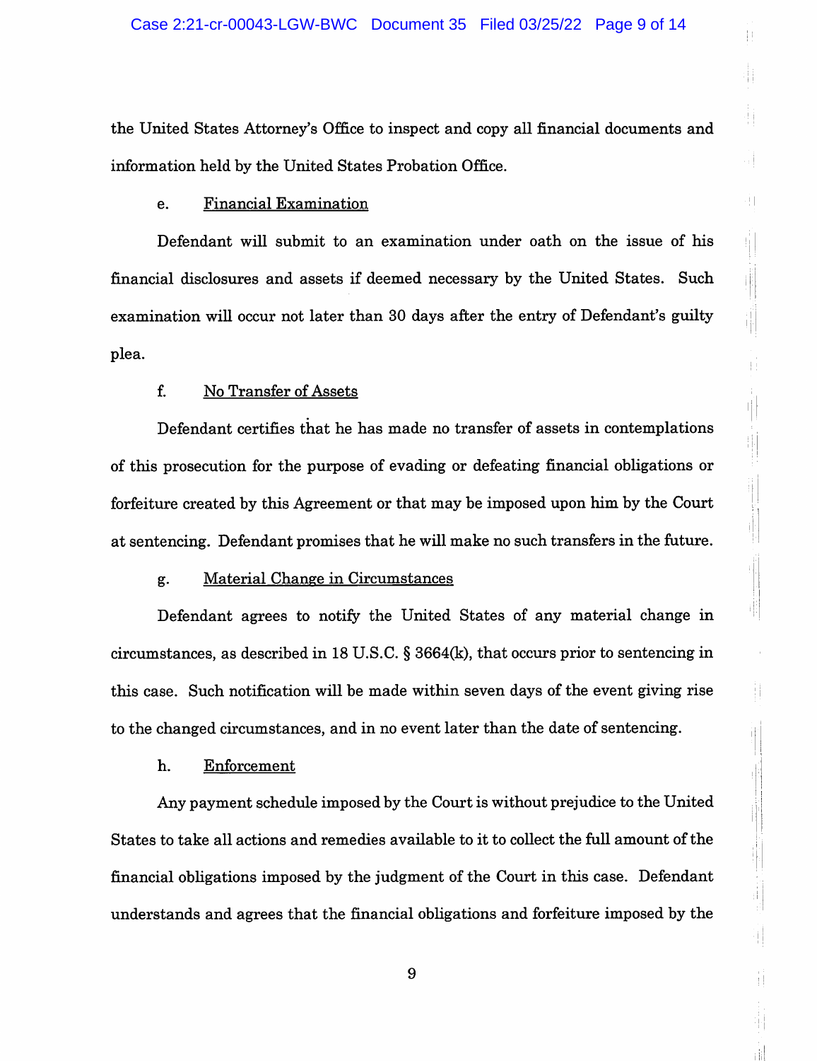the United States Attorney's Office to inspect and copy all financial documents and information held by the United States Probation Office.

e. Financial Examination

Defendant will submit to an examination under oath on the issue of his financial disclosures and assets if deemed necessary by the United States. Such examination will occur not later than 30 days after the entry of Defendant's guilty plea.

f. No Transfer of Assets

Defendant certifies that he has made no transfer of assets in contemplations of this prosecution for the purpose of evading or defeating financial obligations or forfeiture created by this Agreement or that may be imposed upon him by the Court at sentencing. Defendant promises that he will make no such transfers in the future.

g. Material Change in Circumstances

Defendant agrees to notify the United States of any material change in circumstances, as described in 18 U.S.C. § 3664(k), that occurs prior to sentencing in this case. Such notification will be made within seven days of the event giving rise to the changed circumstances, and in no event later than the date of sentencing.

h. Enforcement

Any payment schedule imposed by the Court is without prejudice to the United States to take all actions and remedies available to it to collect the full amount of the financial obligations imposed by the judgment of the Court in this case. Defendant understands and agrees that the financial obligations and forfeiture imposed by the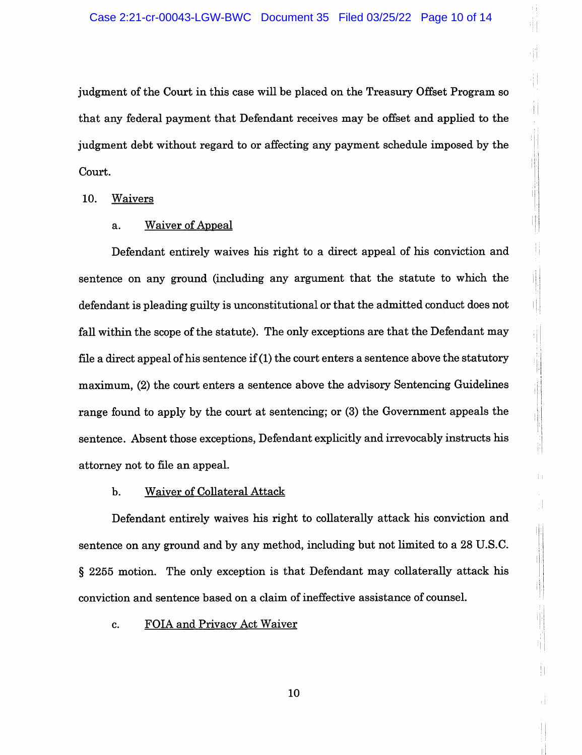judgment of the Court in this case will be placed on the Treasury Offset Program so that any federal payment that Defendant receives may be offset and applied to the judgment debt without regard to or affecting any payment schedule imposed by the Court.

10. <u>Waivers</u>

a. <u>Waiver of Appeal</u>

Defendant entirely waives his right to a direct appeal of his conviction and sentence on any ground (including any argument that the statute to which the defendant is pleading guilty is unconstitutional or that the admitted conduct does not fall within the scope of the statute). The only exceptions are that the Defendant may file a direct appeal of his sentence if (1) the court enters a sentence above the statutory maximum, (2) the court enters a sentence above the advisory Sentencing Guidelines range found to apply by the court at sentencing; or (3) the Government appeals the sentence. Absent those exceptions, Defendant explicitly and irrevocably instructs his attorney not to file an appeal.

b. <u>Waiver of Collateral Attack</u>

Defendant entirely waives his right to collaterally attack his conviction and sentence on any ground and by any method, including but not limited to a 28 U.S.C. § 2255 motion. The only exception is that Defendant may collaterally attack his conviction and sentence based on a claim of ineffective assistance of counsel.

c. <u>FOIA and Privacy Act Waiver</u>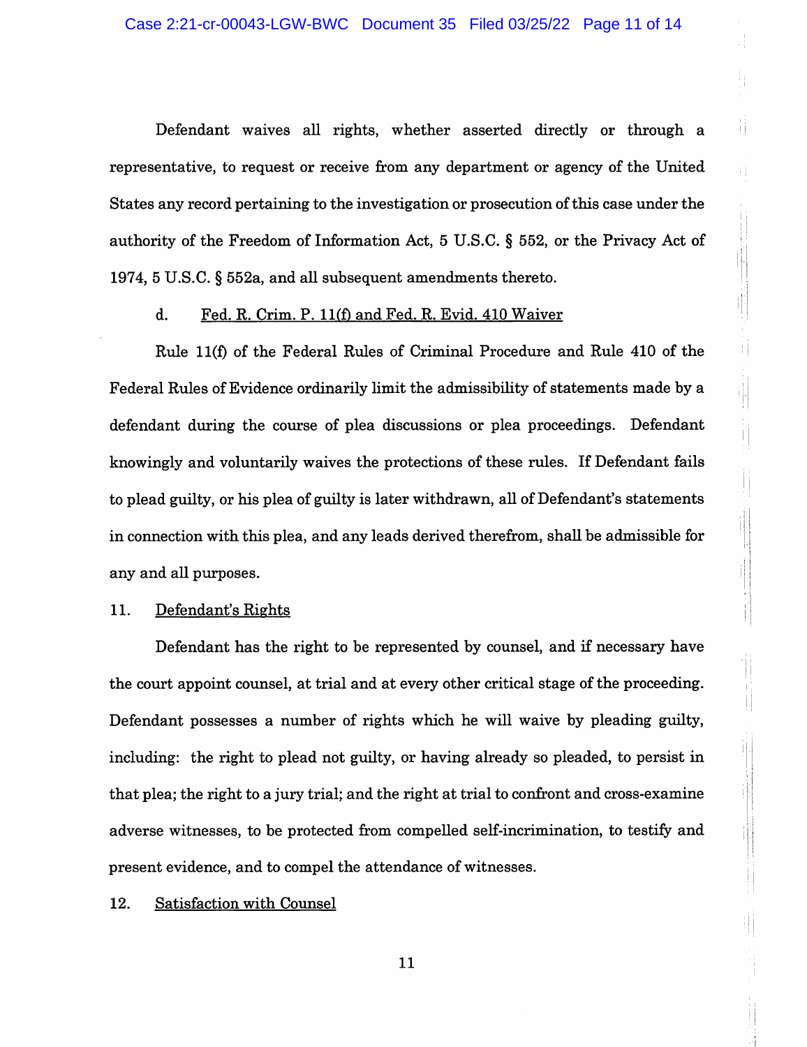Defendant waives all rights, whether asserted directly or through a representative, to request or receive from any department or agency of the United States any record pertaining to the investigation or prosecution of this case under the authority of the Freedom of Information Act, 5 U.S.C. § 552, or the Privacy Act of 1974, 5 U.S.C. § 552a, and all subsequent amendments thereto.

d. Fed. R. Crim. P. 11(f) and Fed. R. Evid. 410 Waiver

Rule 11(f) of the Federal Rules of Criminal Procedure and Rule 410 of the Federal Rules of Evidence ordinarily limit the admissibility of statements made by a defendant during the course of plea discussions or plea proceedings. Defendant knowingly and voluntarily waives the protections of these rules. If Defendant fails to plead guilty, or his plea of guilty is later withdrawn, all of Defendant's statements in connection with this plea, and any leads derived therefrom, shall be admissible for any and all purposes.

11. Defendant's Rights

Defendant has the right to be represented by counsel, and if necessary have the court appoint counsel, at trial and at every other critical stage of the proceeding. Defendant possesses a number of rights which he will waive by pleading guilty, including: the right to plead not guilty, or having already so pleaded, to persist in that plea; the right to a jury trial; and the right at trial to confront and cross-examine adverse witnesses, to be protected from compelled self-incrimination, to testify and present evidence, and to compel the attendance of witnesses.

12. Satisfaction with Counsel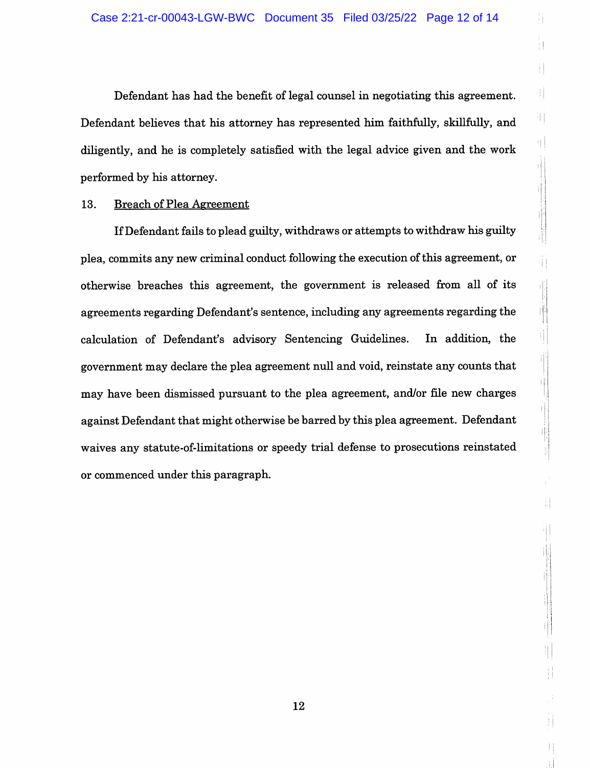Defendant has had the benefit of legal counsel in negotiating this agreement. Defendant believes that his attorney has represented him faithfully, skillfully, and diligently, and he is completely satisfied with the legal advice given and the work performed by his attorney.

13. Breach of Plea Agreement

If Defendant fails to plead guilty, withdraws or attempts to withdraw his guilty plea, commits any new criminal conduct following the execution of this agreement, or otherwise breaches this agreement, the government is released from all of its agreements regarding Defendant's sentence, including any agreements regarding the calculation of Defendant's advisory Sentencing Guidelines. In addition, the government may declare the plea agreement null and void, reinstate any counts that may have been dismissed pursuant to the plea agreement, and/or file new charges against Defendant that might otherwise be barred by this plea agreement. Defendant waives any statute-of-limitations or speedy trial defense to prosecutions reinstated or commenced under this paragraph.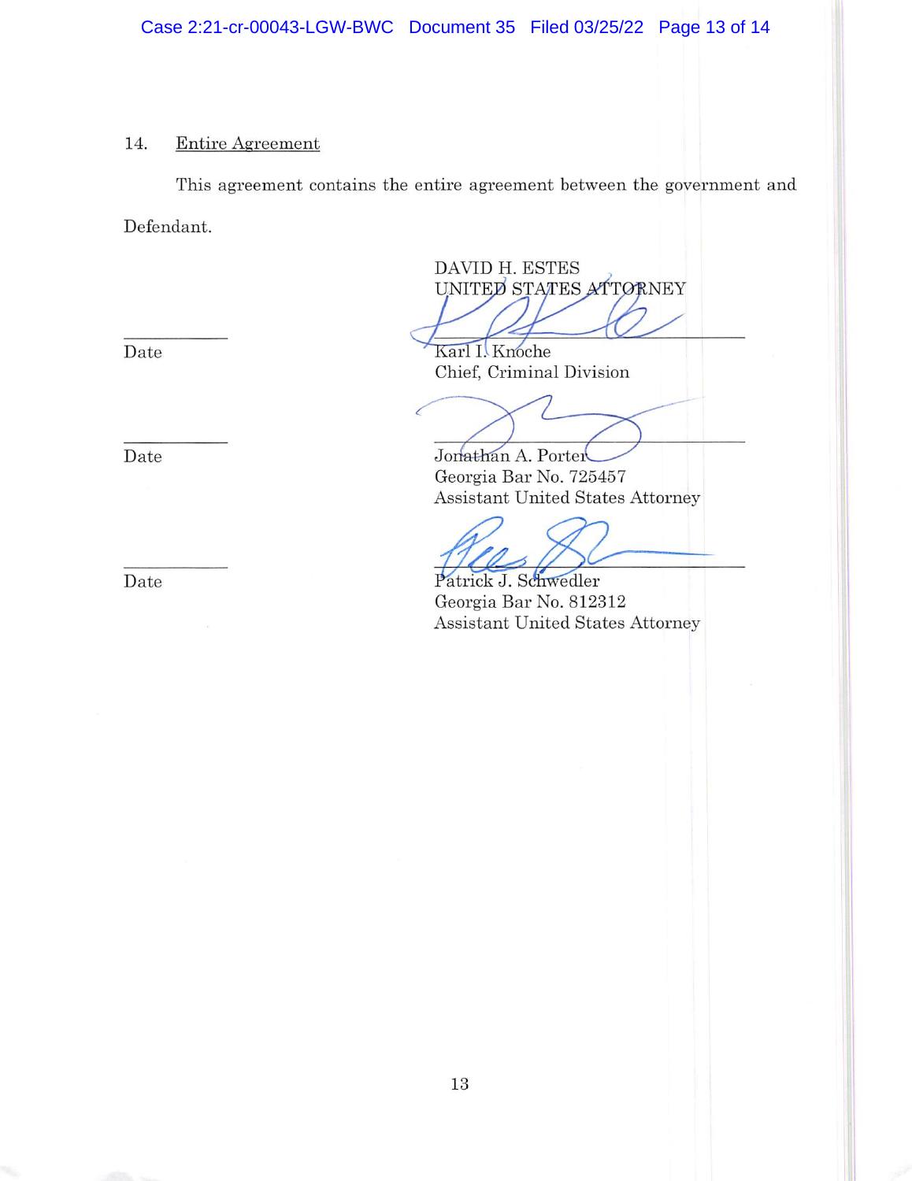## 14. Entire Agreement

This agreement contains the entire agreement between the government and Defendant.

DAVID H. ESTES
UNITED STATES ATTORNEY

| | |
|---|---|
| ___________ Date | Karl I. Knoche<br>Chief, Criminal Division |
| ___________ Date | Jonathan A. Porter<br>Georgia Bar No. 725457<br>Assistant United States Attorney |
| ___________ Date | Patrick J. Schwedler<br>Georgia Bar No. 812312<br>Assistant United States Attorney |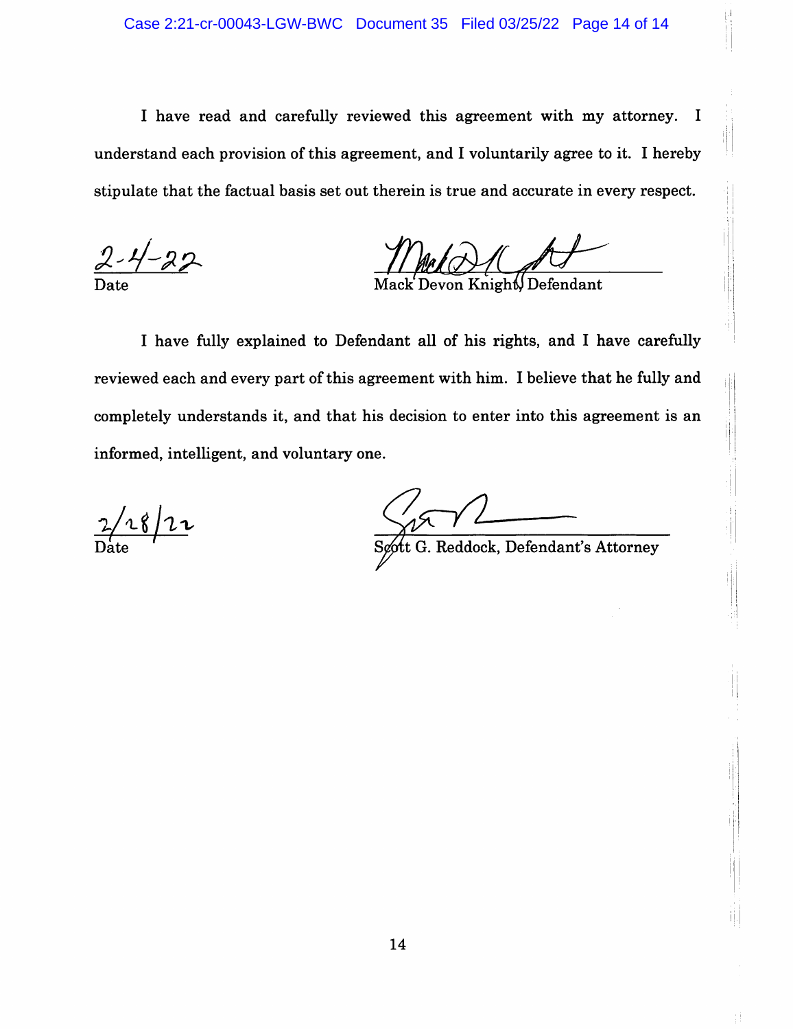I have read and carefully reviewed this agreement with my attorney. I understand each provision of this agreement, and I voluntarily agree to it. I hereby stipulate that the factual basis set out therein is true and accurate in every respect.

2-4-22
Date

Mack Devon Knight, Defendant

I have fully explained to Defendant all of his rights, and I have carefully reviewed each and every part of this agreement with him. I believe that he fully and completely understands it, and that his decision to enter into this agreement is an informed, intelligent, and voluntary one.

2/28/22
Date

Scott G. Reddock, Defendant's Attorney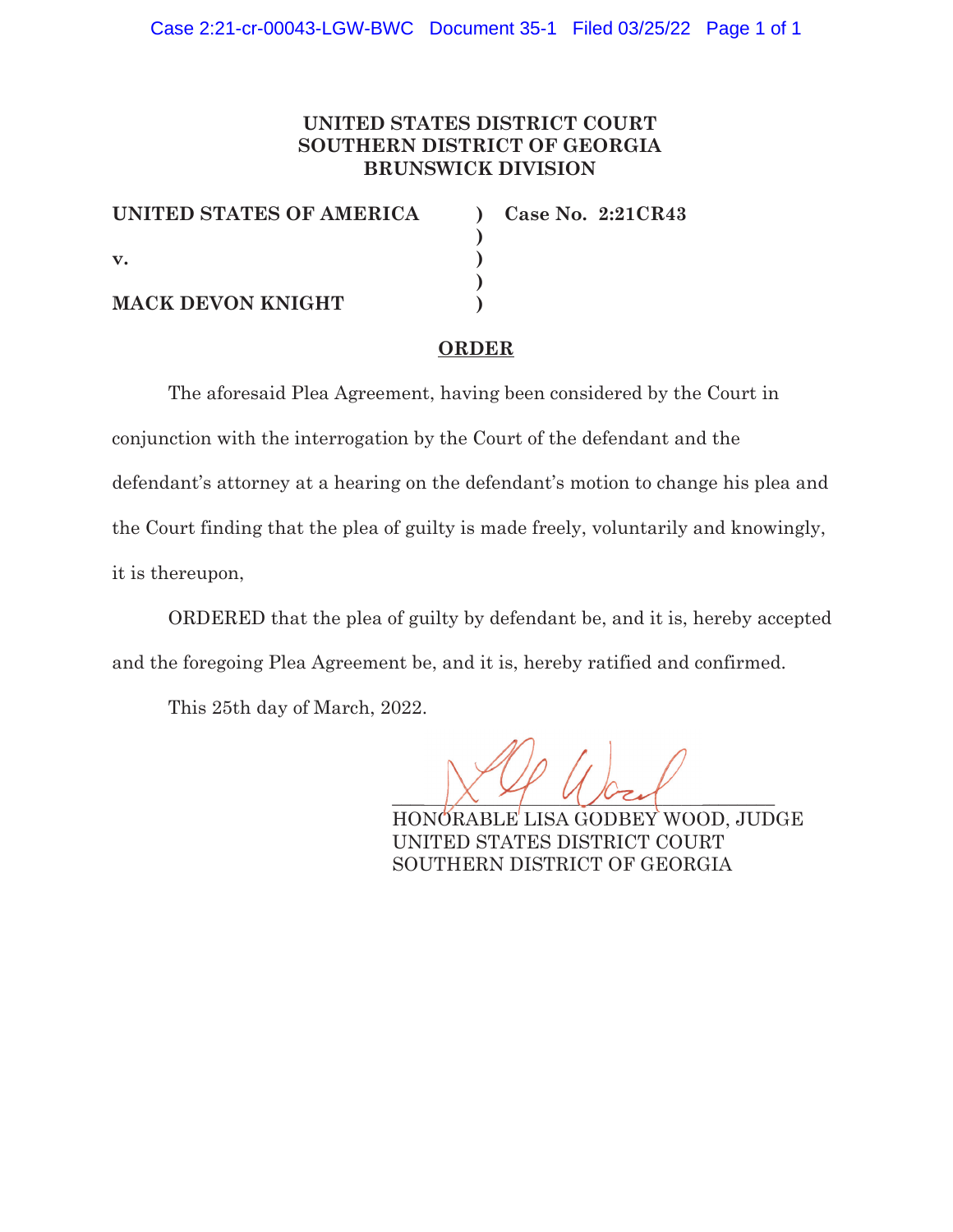**UNITED STATES DISTRICT COURT**
**SOUTHERN DISTRICT OF GEORGIA**
**BRUNSWICK DIVISION**

| | | |
|---|---|---|
| **UNITED STATES OF AMERICA** | ) | **Case No. 2:21CR43** |
| | ) | |
| **v.** | ) | |
| | ) | |
| **MACK DEVON KNIGHT** | ) | |

## ORDER

The aforesaid Plea Agreement, having been considered by the Court in conjunction with the interrogation by the Court of the defendant and the defendant's attorney at a hearing on the defendant's motion to change his plea and the Court finding that the plea of guilty is made freely, voluntarily and knowingly, it is thereupon,

ORDERED that the plea of guilty by defendant be, and it is, hereby accepted and the foregoing Plea Agreement be, and it is, hereby ratified and confirmed.

This 25th day of March, 2022.

HONORABLE LISA GODBEY WOOD, JUDGE
UNITED STATES DISTRICT COURT
SOUTHERN DISTRICT OF GEORGIA